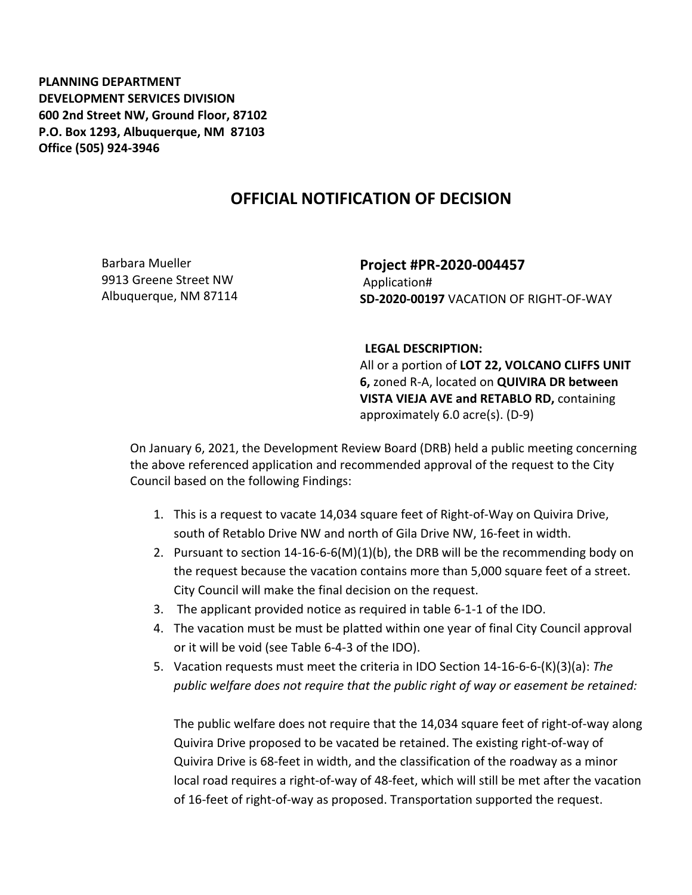**PLANNING DEPARTMENT**
**DEVELOPMENT SERVICES DIVISION**
**600 2nd Street NW, Ground Floor, 87102**
**P.O. Box 1293, Albuquerque, NM 87103**
**Office (505) 924-3946**

# OFFICIAL NOTIFICATION OF DECISION

Barbara Mueller
9913 Greene Street NW
Albuquerque, NM 87114

## Project #PR-2020-004457

Application#
**SD-2020-00197** VACATION OF RIGHT-OF-WAY

**LEGAL DESCRIPTION:**
All or a portion of **LOT 22, VOLCANO CLIFFS UNIT 6,** zoned R-A, located on **QUIVIRA DR between VISTA VIEJA AVE and RETABLO RD,** containing approximately 6.0 acre(s). (D-9)

On January 6, 2021, the Development Review Board (DRB) held a public meeting concerning the above referenced application and recommended approval of the request to the City Council based on the following Findings:

1. This is a request to vacate 14,034 square feet of Right-of-Way on Quivira Drive, south of Retablo Drive NW and north of Gila Drive NW, 16-feet in width.
2. Pursuant to section 14-16-6-6(M)(1)(b), the DRB will be the recommending body on the request because the vacation contains more than 5,000 square feet of a street. City Council will make the final decision on the request.
3. The applicant provided notice as required in table 6-1-1 of the IDO.
4. The vacation must be must be platted within one year of final City Council approval or it will be void (see Table 6-4-3 of the IDO).
5. Vacation requests must meet the criteria in IDO Section 14-16-6-6-(K)(3)(a): *The public welfare does not require that the public right of way or easement be retained:*

   The public welfare does not require that the 14,034 square feet of right-of-way along Quivira Drive proposed to be vacated be retained. The existing right-of-way of Quivira Drive is 68-feet in width, and the classification of the roadway as a minor local road requires a right-of-way of 48-feet, which will still be met after the vacation of 16-feet of right-of-way as proposed. Transportation supported the request.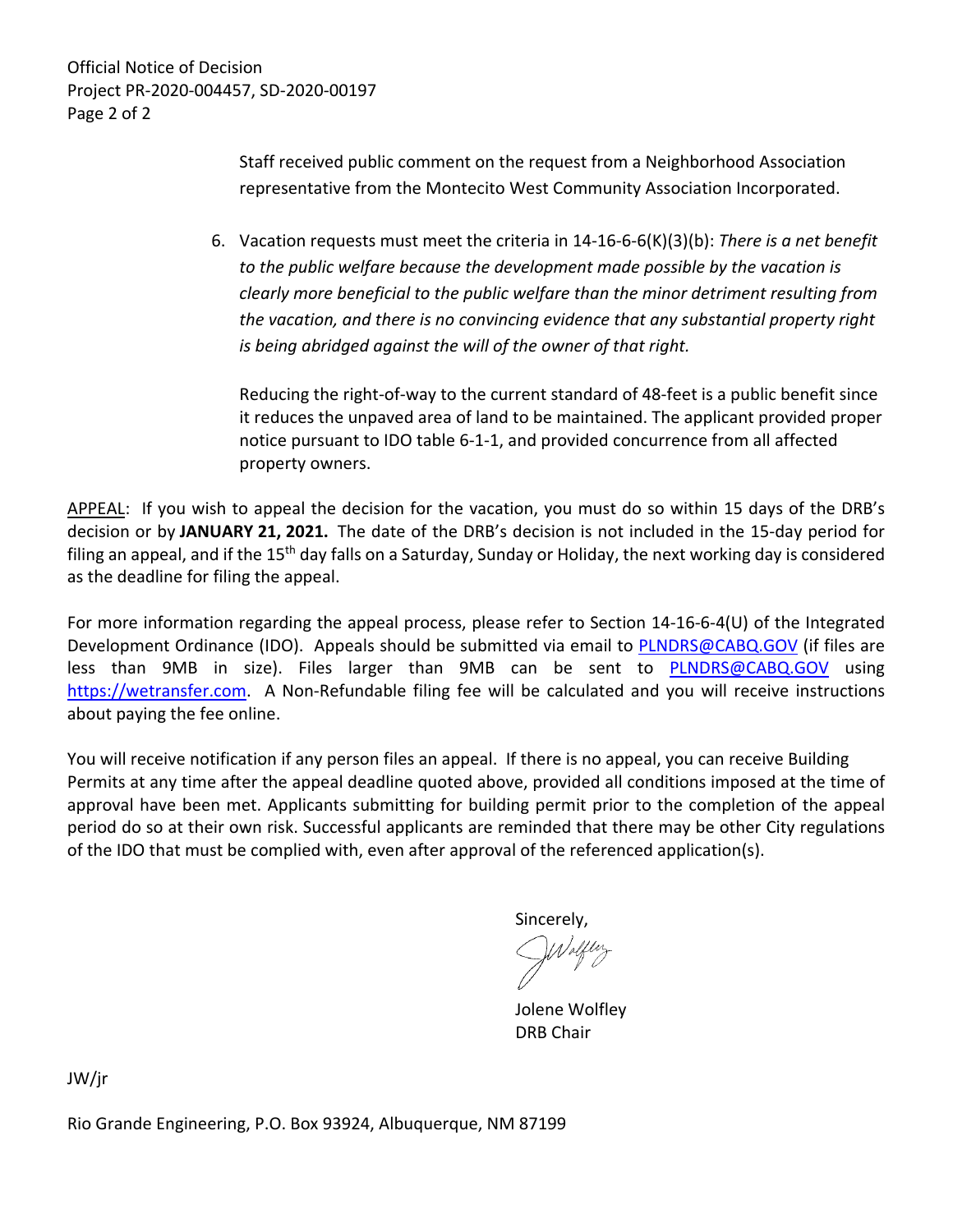Staff received public comment on the request from a Neighborhood Association representative from the Montecito West Community Association Incorporated.

6. Vacation requests must meet the criteria in 14-16-6-6(K)(3)(b): *There is a net benefit to the public welfare because the development made possible by the vacation is clearly more beneficial to the public welfare than the minor detriment resulting from the vacation, and there is no convincing evidence that any substantial property right is being abridged against the will of the owner of that right.*

   Reducing the right-of-way to the current standard of 48-feet is a public benefit since it reduces the unpaved area of land to be maintained. The applicant provided proper notice pursuant to IDO table 6-1-1, and provided concurrence from all affected property owners.

APPEAL: If you wish to appeal the decision for the vacation, you must do so within 15 days of the DRB's decision or by **JANUARY 21, 2021.** The date of the DRB's decision is not included in the 15-day period for filing an appeal, and if the 15th day falls on a Saturday, Sunday or Holiday, the next working day is considered as the deadline for filing the appeal.

For more information regarding the appeal process, please refer to Section 14-16-6-4(U) of the Integrated Development Ordinance (IDO). Appeals should be submitted via email to PLNDRS@CABQ.GOV (if files are less than 9MB in size). Files larger than 9MB can be sent to PLNDRS@CABQ.GOV using https://wetransfer.com. A Non-Refundable filing fee will be calculated and you will receive instructions about paying the fee online.

You will receive notification if any person files an appeal. If there is no appeal, you can receive Building Permits at any time after the appeal deadline quoted above, provided all conditions imposed at the time of approval have been met. Applicants submitting for building permit prior to the completion of the appeal period do so at their own risk. Successful applicants are reminded that there may be other City regulations of the IDO that must be complied with, even after approval of the referenced application(s).

Sincerely,

Jolene Wolfley
DRB Chair

JW/jr

Rio Grande Engineering, P.O. Box 93924, Albuquerque, NM 87199